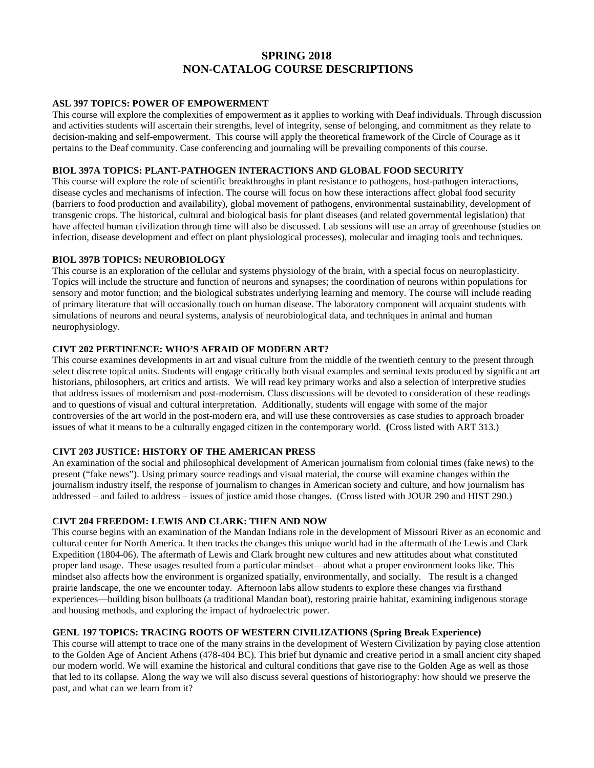# SPRING 2018
# NON-CATALOG COURSE DESCRIPTIONS

**ASL 397 TOPICS: POWER OF EMPOWERMENT**

This course will explore the complexities of empowerment as it applies to working with Deaf individuals. Through discussion and activities students will ascertain their strengths, level of integrity, sense of belonging, and commitment as they relate to decision-making and self-empowerment. This course will apply the theoretical framework of the Circle of Courage as it pertains to the Deaf community. Case conferencing and journaling will be prevailing components of this course.

**BIOL 397A TOPICS: PLANT-PATHOGEN INTERACTIONS AND GLOBAL FOOD SECURITY**

This course will explore the role of scientific breakthroughs in plant resistance to pathogens, host-pathogen interactions, disease cycles and mechanisms of infection. The course will focus on how these interactions affect global food security (barriers to food production and availability), global movement of pathogens, environmental sustainability, development of transgenic crops. The historical, cultural and biological basis for plant diseases (and related governmental legislation) that have affected human civilization through time will also be discussed. Lab sessions will use an array of greenhouse (studies on infection, disease development and effect on plant physiological processes), molecular and imaging tools and techniques.

**BIOL 397B TOPICS: NEUROBIOLOGY**

This course is an exploration of the cellular and systems physiology of the brain, with a special focus on neuroplasticity. Topics will include the structure and function of neurons and synapses; the coordination of neurons within populations for sensory and motor function; and the biological substrates underlying learning and memory. The course will include reading of primary literature that will occasionally touch on human disease. The laboratory component will acquaint students with simulations of neurons and neural systems, analysis of neurobiological data, and techniques in animal and human neurophysiology.

**CIVT 202 PERTINENCE: WHO'S AFRAID OF MODERN ART?**

This course examines developments in art and visual culture from the middle of the twentieth century to the present through select discrete topical units. Students will engage critically both visual examples and seminal texts produced by significant art historians, philosophers, art critics and artists. We will read key primary works and also a selection of interpretive studies that address issues of modernism and post-modernism. Class discussions will be devoted to consideration of these readings and to questions of visual and cultural interpretation. Additionally, students will engage with some of the major controversies of the art world in the post-modern era, and will use these controversies as case studies to approach broader issues of what it means to be a culturally engaged citizen in the contemporary world. **(**Cross listed with ART 313.)

**CIVT 203 JUSTICE: HISTORY OF THE AMERICAN PRESS**

An examination of the social and philosophical development of American journalism from colonial times (fake news) to the present ("fake news"). Using primary source readings and visual material, the course will examine changes within the journalism industry itself, the response of journalism to changes in American society and culture, and how journalism has addressed – and failed to address – issues of justice amid those changes. (Cross listed with JOUR 290 and HIST 290.)

**CIVT 204 FREEDOM: LEWIS AND CLARK: THEN AND NOW**

This course begins with an examination of the Mandan Indians role in the development of Missouri River as an economic and cultural center for North America. It then tracks the changes this unique world had in the aftermath of the Lewis and Clark Expedition (1804-06). The aftermath of Lewis and Clark brought new cultures and new attitudes about what constituted proper land usage. These usages resulted from a particular mindset—about what a proper environment looks like. This mindset also affects how the environment is organized spatially, environmentally, and socially. The result is a changed prairie landscape, the one we encounter today. Afternoon labs allow students to explore these changes via firsthand experiences—building bison bullboats (a traditional Mandan boat), restoring prairie habitat, examining indigenous storage and housing methods, and exploring the impact of hydroelectric power.

**GENL 197 TOPICS: TRACING ROOTS OF WESTERN CIVILIZATIONS (Spring Break Experience)**

This course will attempt to trace one of the many strains in the development of Western Civilization by paying close attention to the Golden Age of Ancient Athens (478-404 BC). This brief but dynamic and creative period in a small ancient city shaped our modern world. We will examine the historical and cultural conditions that gave rise to the Golden Age as well as those that led to its collapse. Along the way we will also discuss several questions of historiography: how should we preserve the past, and what can we learn from it?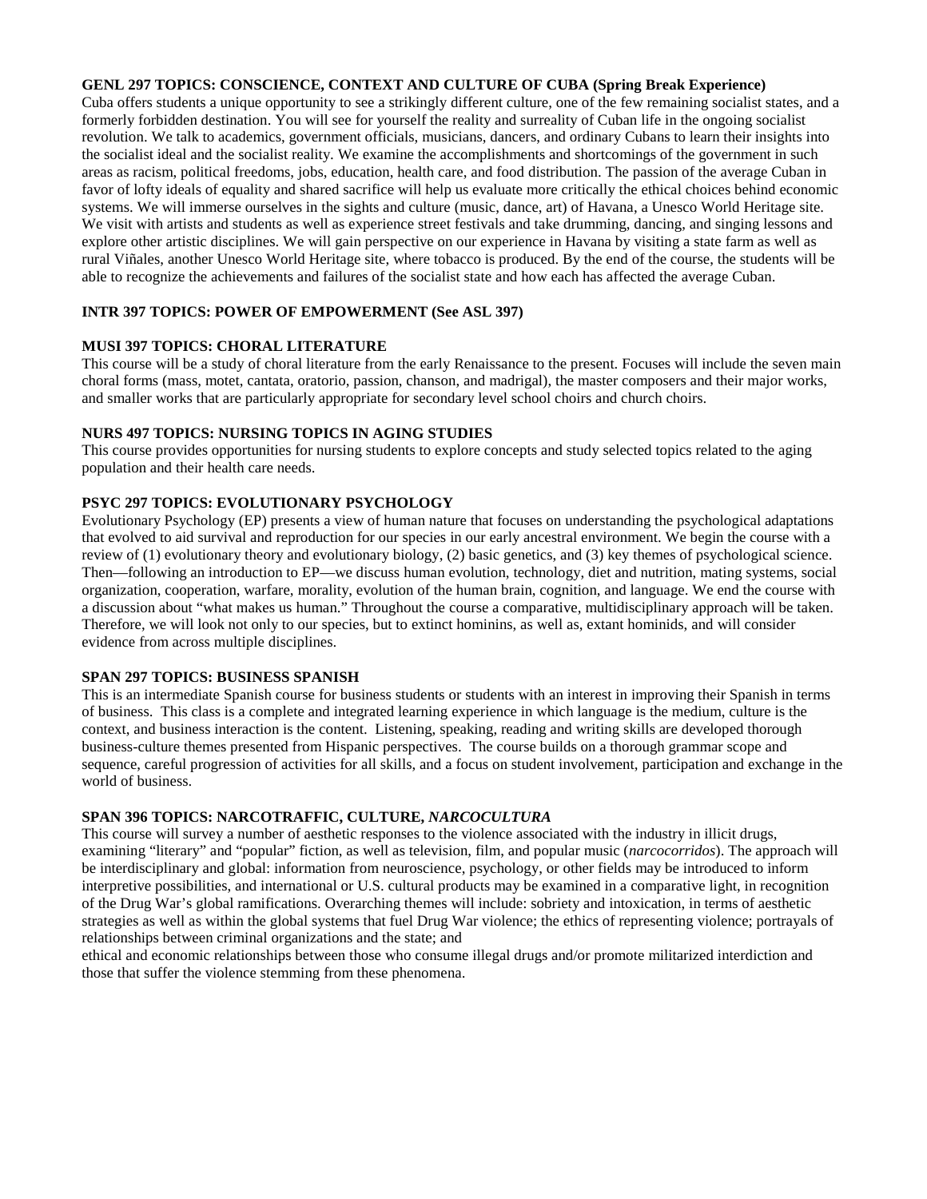**GENL 297 TOPICS: CONSCIENCE, CONTEXT AND CULTURE OF CUBA (Spring Break Experience)**

Cuba offers students a unique opportunity to see a strikingly different culture, one of the few remaining socialist states, and a formerly forbidden destination. You will see for yourself the reality and surreality of Cuban life in the ongoing socialist revolution. We talk to academics, government officials, musicians, dancers, and ordinary Cubans to learn their insights into the socialist ideal and the socialist reality. We examine the accomplishments and shortcomings of the government in such areas as racism, political freedoms, jobs, education, health care, and food distribution. The passion of the average Cuban in favor of lofty ideals of equality and shared sacrifice will help us evaluate more critically the ethical choices behind economic systems. We will immerse ourselves in the sights and culture (music, dance, art) of Havana, a Unesco World Heritage site. We visit with artists and students as well as experience street festivals and take drumming, dancing, and singing lessons and explore other artistic disciplines. We will gain perspective on our experience in Havana by visiting a state farm as well as rural Viñales, another Unesco World Heritage site, where tobacco is produced. By the end of the course, the students will be able to recognize the achievements and failures of the socialist state and how each has affected the average Cuban.

**INTR 397 TOPICS: POWER OF EMPOWERMENT (See ASL 397)**

**MUSI 397 TOPICS: CHORAL LITERATURE**

This course will be a study of choral literature from the early Renaissance to the present. Focuses will include the seven main choral forms (mass, motet, cantata, oratorio, passion, chanson, and madrigal), the master composers and their major works, and smaller works that are particularly appropriate for secondary level school choirs and church choirs.

**NURS 497 TOPICS: NURSING TOPICS IN AGING STUDIES**

This course provides opportunities for nursing students to explore concepts and study selected topics related to the aging population and their health care needs.

**PSYC 297 TOPICS: EVOLUTIONARY PSYCHOLOGY**

Evolutionary Psychology (EP) presents a view of human nature that focuses on understanding the psychological adaptations that evolved to aid survival and reproduction for our species in our early ancestral environment. We begin the course with a review of (1) evolutionary theory and evolutionary biology, (2) basic genetics, and (3) key themes of psychological science. Then—following an introduction to EP—we discuss human evolution, technology, diet and nutrition, mating systems, social organization, cooperation, warfare, morality, evolution of the human brain, cognition, and language. We end the course with a discussion about "what makes us human." Throughout the course a comparative, multidisciplinary approach will be taken. Therefore, we will look not only to our species, but to extinct hominins, as well as, extant hominids, and will consider evidence from across multiple disciplines.

**SPAN 297 TOPICS: BUSINESS SPANISH**

This is an intermediate Spanish course for business students or students with an interest in improving their Spanish in terms of business. This class is a complete and integrated learning experience in which language is the medium, culture is the context, and business interaction is the content. Listening, speaking, reading and writing skills are developed thorough business-culture themes presented from Hispanic perspectives. The course builds on a thorough grammar scope and sequence, careful progression of activities for all skills, and a focus on student involvement, participation and exchange in the world of business.

**SPAN 396 TOPICS: NARCOTRAFFIC, CULTURE, *NARCOCULTURA***

This course will survey a number of aesthetic responses to the violence associated with the industry in illicit drugs, examining "literary" and "popular" fiction, as well as television, film, and popular music (*narcocorridos*). The approach will be interdisciplinary and global: information from neuroscience, psychology, or other fields may be introduced to inform interpretive possibilities, and international or U.S. cultural products may be examined in a comparative light, in recognition of the Drug War's global ramifications. Overarching themes will include: sobriety and intoxication, in terms of aesthetic strategies as well as within the global systems that fuel Drug War violence; the ethics of representing violence; portrayals of relationships between criminal organizations and the state; and
ethical and economic relationships between those who consume illegal drugs and/or promote militarized interdiction and those that suffer the violence stemming from these phenomena.